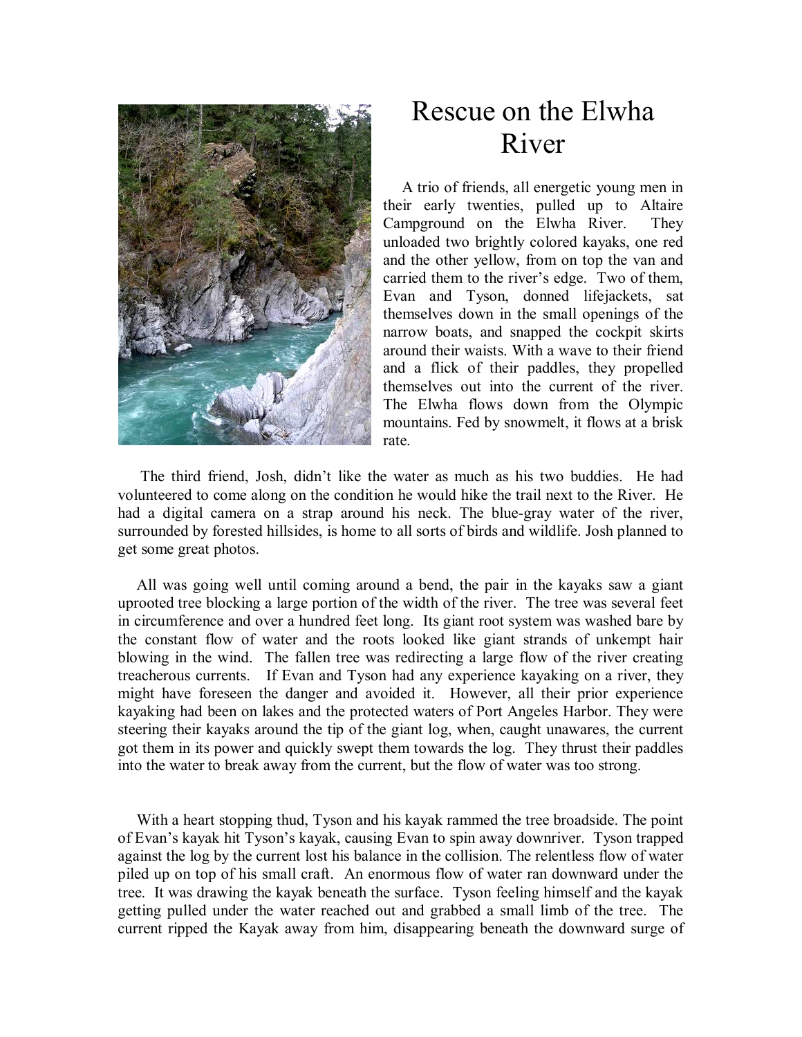# Rescue on the Elwha River

A trio of friends, all energetic young men in their early twenties, pulled up to Altaire Campground on the Elwha River. They unloaded two brightly colored kayaks, one red and the other yellow, from on top the van and carried them to the river's edge. Two of them, Evan and Tyson, donned lifejackets, sat themselves down in the small openings of the narrow boats, and snapped the cockpit skirts around their waists. With a wave to their friend and a flick of their paddles, they propelled themselves out into the current of the river. The Elwha flows down from the Olympic mountains. Fed by snowmelt, it flows at a brisk rate.

The third friend, Josh, didn't like the water as much as his two buddies. He had volunteered to come along on the condition he would hike the trail next to the River. He had a digital camera on a strap around his neck. The blue-gray water of the river, surrounded by forested hillsides, is home to all sorts of birds and wildlife. Josh planned to get some great photos.

All was going well until coming around a bend, the pair in the kayaks saw a giant uprooted tree blocking a large portion of the width of the river. The tree was several feet in circumference and over a hundred feet long. Its giant root system was washed bare by the constant flow of water and the roots looked like giant strands of unkempt hair blowing in the wind. The fallen tree was redirecting a large flow of the river creating treacherous currents. If Evan and Tyson had any experience kayaking on a river, they might have foreseen the danger and avoided it. However, all their prior experience kayaking had been on lakes and the protected waters of Port Angeles Harbor. They were steering their kayaks around the tip of the giant log, when, caught unawares, the current got them in its power and quickly swept them towards the log. They thrust their paddles into the water to break away from the current, but the flow of water was too strong.

With a heart stopping thud, Tyson and his kayak rammed the tree broadside. The point of Evan's kayak hit Tyson's kayak, causing Evan to spin away downriver. Tyson trapped against the log by the current lost his balance in the collision. The relentless flow of water piled up on top of his small craft. An enormous flow of water ran downward under the tree. It was drawing the kayak beneath the surface. Tyson feeling himself and the kayak getting pulled under the water reached out and grabbed a small limb of the tree. The current ripped the Kayak away from him, disappearing beneath the downward surge of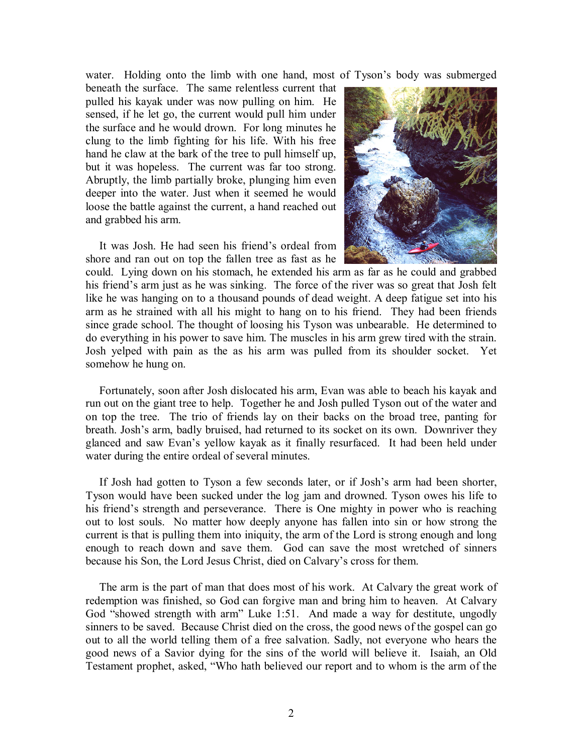water. Holding onto the limb with one hand, most of Tyson's body was submerged beneath the surface. The same relentless current that pulled his kayak under was now pulling on him. He sensed, if he let go, the current would pull him under the surface and he would drown. For long minutes he clung to the limb fighting for his life. With his free hand he claw at the bark of the tree to pull himself up, but it was hopeless. The current was far too strong. Abruptly, the limb partially broke, plunging him even deeper into the water. Just when it seemed he would loose the battle against the current, a hand reached out and grabbed his arm.

It was Josh. He had seen his friend's ordeal from shore and ran out on top the fallen tree as fast as he could. Lying down on his stomach, he extended his arm as far as he could and grabbed his friend's arm just as he was sinking. The force of the river was so great that Josh felt like he was hanging on to a thousand pounds of dead weight. A deep fatigue set into his arm as he strained with all his might to hang on to his friend. They had been friends since grade school. The thought of loosing his Tyson was unbearable. He determined to do everything in his power to save him. The muscles in his arm grew tired with the strain. Josh yelped with pain as the as his arm was pulled from its shoulder socket. Yet somehow he hung on.

Fortunately, soon after Josh dislocated his arm, Evan was able to beach his kayak and run out on the giant tree to help. Together he and Josh pulled Tyson out of the water and on top the tree. The trio of friends lay on their backs on the broad tree, panting for breath. Josh's arm, badly bruised, had returned to its socket on its own. Downriver they glanced and saw Evan's yellow kayak as it finally resurfaced. It had been held under water during the entire ordeal of several minutes.

If Josh had gotten to Tyson a few seconds later, or if Josh's arm had been shorter, Tyson would have been sucked under the log jam and drowned. Tyson owes his life to his friend's strength and perseverance. There is One mighty in power who is reaching out to lost souls. No matter how deeply anyone has fallen into sin or how strong the current is that is pulling them into iniquity, the arm of the Lord is strong enough and long enough to reach down and save them. God can save the most wretched of sinners because his Son, the Lord Jesus Christ, died on Calvary's cross for them.

The arm is the part of man that does most of his work. At Calvary the great work of redemption was finished, so God can forgive man and bring him to heaven. At Calvary God "showed strength with arm" Luke 1:51. And made a way for destitute, ungodly sinners to be saved. Because Christ died on the cross, the good news of the gospel can go out to all the world telling them of a free salvation. Sadly, not everyone who hears the good news of a Savior dying for the sins of the world will believe it. Isaiah, an Old Testament prophet, asked, "Who hath believed our report and to whom is the arm of the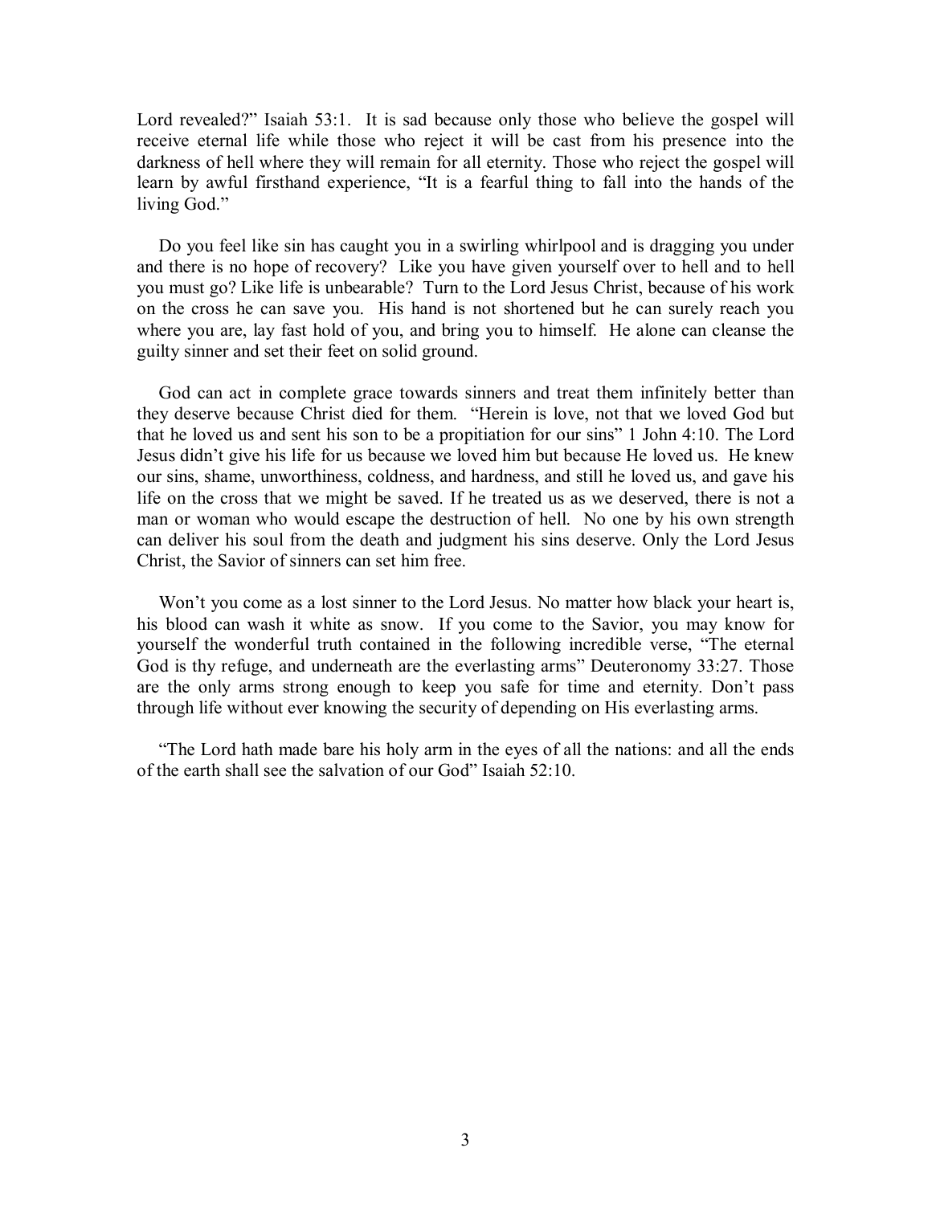Lord revealed?" Isaiah 53:1. It is sad because only those who believe the gospel will receive eternal life while those who reject it will be cast from his presence into the darkness of hell where they will remain for all eternity. Those who reject the gospel will learn by awful firsthand experience, "It is a fearful thing to fall into the hands of the living God."

Do you feel like sin has caught you in a swirling whirlpool and is dragging you under and there is no hope of recovery? Like you have given yourself over to hell and to hell you must go? Like life is unbearable? Turn to the Lord Jesus Christ, because of his work on the cross he can save you. His hand is not shortened but he can surely reach you where you are, lay fast hold of you, and bring you to himself. He alone can cleanse the guilty sinner and set their feet on solid ground.

God can act in complete grace towards sinners and treat them infinitely better than they deserve because Christ died for them. "Herein is love, not that we loved God but that he loved us and sent his son to be a propitiation for our sins" 1 John 4:10. The Lord Jesus didn't give his life for us because we loved him but because He loved us. He knew our sins, shame, unworthiness, coldness, and hardness, and still he loved us, and gave his life on the cross that we might be saved. If he treated us as we deserved, there is not a man or woman who would escape the destruction of hell. No one by his own strength can deliver his soul from the death and judgment his sins deserve. Only the Lord Jesus Christ, the Savior of sinners can set him free.

Won't you come as a lost sinner to the Lord Jesus. No matter how black your heart is, his blood can wash it white as snow. If you come to the Savior, you may know for yourself the wonderful truth contained in the following incredible verse, "The eternal God is thy refuge, and underneath are the everlasting arms" Deuteronomy 33:27. Those are the only arms strong enough to keep you safe for time and eternity. Don't pass through life without ever knowing the security of depending on His everlasting arms.

"The Lord hath made bare his holy arm in the eyes of all the nations: and all the ends of the earth shall see the salvation of our God" Isaiah 52:10.